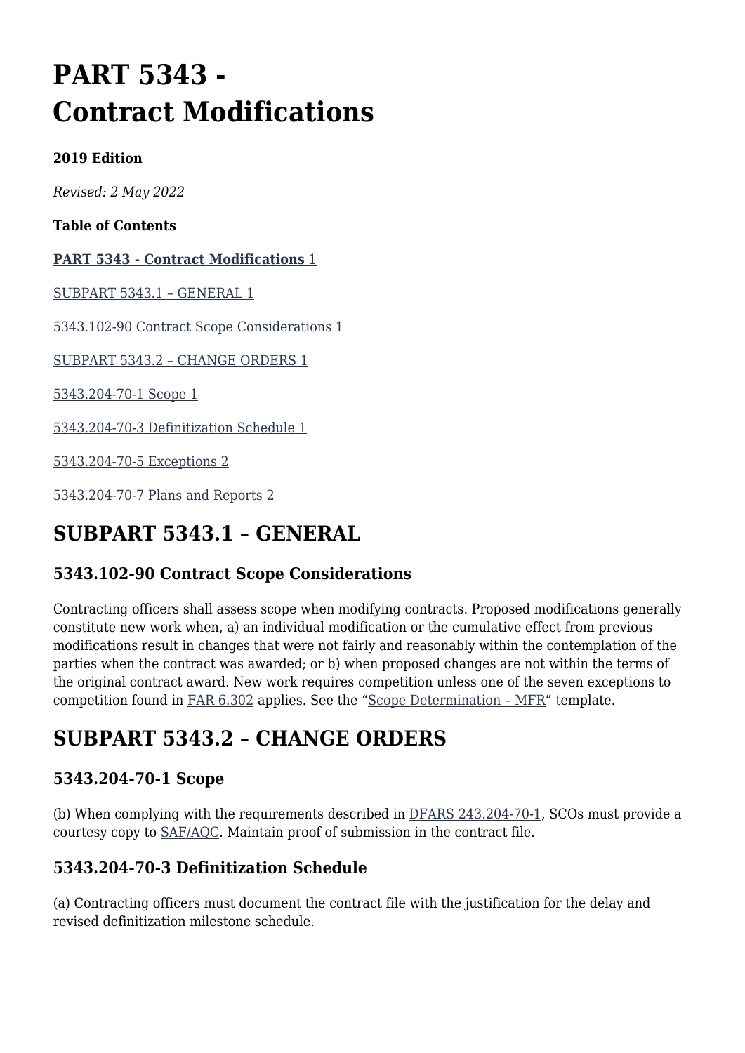# PART 5343 - Contract Modifications

**2019 Edition**

*Revised: 2 May 2022*

**Table of Contents**

**PART 5343 - Contract Modifications** 1

SUBPART 5343.1 – GENERAL 1

5343.102-90 Contract Scope Considerations 1

SUBPART 5343.2 – CHANGE ORDERS 1

5343.204-70-1 Scope 1

5343.204-70-3 Definitization Schedule 1

5343.204-70-5 Exceptions 2

5343.204-70-7 Plans and Reports 2

## SUBPART 5343.1 – GENERAL

### 5343.102-90 Contract Scope Considerations

Contracting officers shall assess scope when modifying contracts. Proposed modifications generally constitute new work when, a) an individual modification or the cumulative effect from previous modifications result in changes that were not fairly and reasonably within the contemplation of the parties when the contract was awarded; or b) when proposed changes are not within the terms of the original contract award. New work requires competition unless one of the seven exceptions to competition found in FAR 6.302 applies. See the "Scope Determination – MFR" template.

## SUBPART 5343.2 – CHANGE ORDERS

### 5343.204-70-1 Scope

(b) When complying with the requirements described in DFARS 243.204-70-1, SCOs must provide a courtesy copy to SAF/AQC. Maintain proof of submission in the contract file.

### 5343.204-70-3 Definitization Schedule

(a) Contracting officers must document the contract file with the justification for the delay and revised definitization milestone schedule.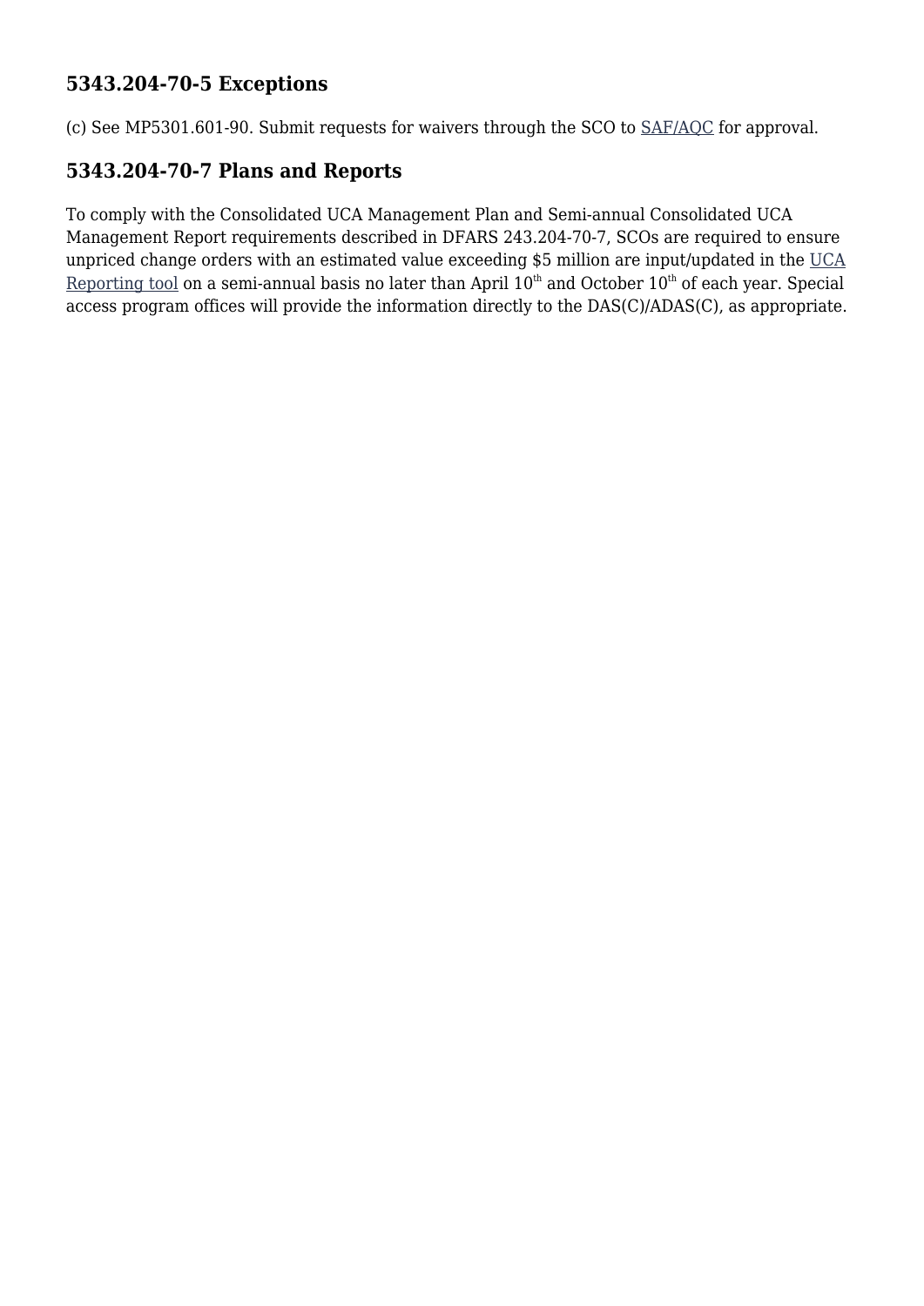## 5343.204-70-5 Exceptions

(c) See MP5301.601-90. Submit requests for waivers through the SCO to SAF/AQC for approval.

## 5343.204-70-7 Plans and Reports

To comply with the Consolidated UCA Management Plan and Semi-annual Consolidated UCA Management Report requirements described in DFARS 243.204-70-7, SCOs are required to ensure unpriced change orders with an estimated value exceeding $5 million are input/updated in the UCA Reporting tool on a semi-annual basis no later than April 10th and October 10th of each year. Special access program offices will provide the information directly to the DAS(C)/ADAS(C), as appropriate.